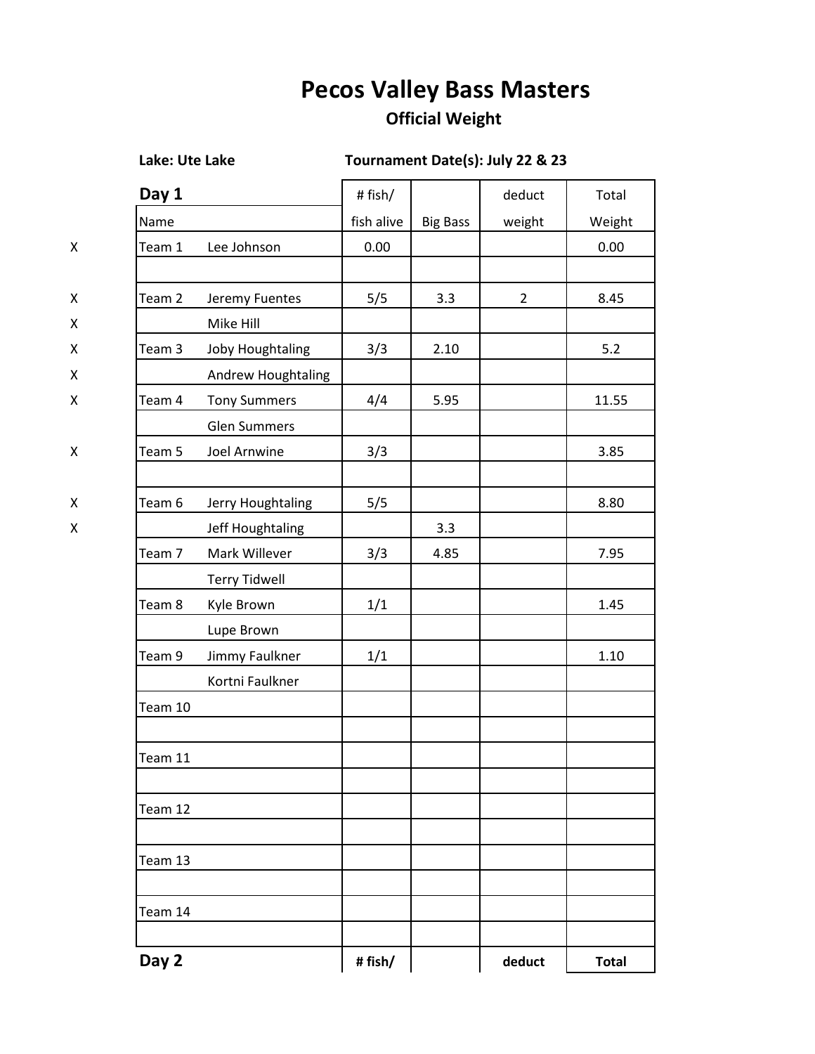# Pecos Valley Bass Masters

## Official Weight

**Lake: Ute Lake** **Tournament Date(s): July 22 & 23**

| | **Day 1** | | # fish/ | | deduct | Total |
|---|---|---|---|---|---|---|
| | Name | | fish alive | Big Bass | weight | Weight |
| X | Team 1 | Lee Johnson | 0.00 | | | 0.00 |
| | | | | | | |
| X | Team 2 | Jeremy Fuentes | 5/5 | 3.3 | 2 | 8.45 |
| X | | Mike Hill | | | | |
| X | Team 3 | Joby Houghtaling | 3/3 | 2.10 | | 5.2 |
| X | | Andrew Houghtaling | | | | |
| X | Team 4 | Tony Summers | 4/4 | 5.95 | | 11.55 |
| | | Glen Summers | | | | |
| X | Team 5 | Joel Arnwine | 3/3 | | | 3.85 |
| | | | | | | |
| X | Team 6 | Jerry Houghtaling | 5/5 | | | 8.80 |
| X | | Jeff Houghtaling | | 3.3 | | |
| | Team 7 | Mark Willever | 3/3 | 4.85 | | 7.95 |
| | | Terry Tidwell | | | | |
| | Team 8 | Kyle Brown | 1/1 | | | 1.45 |
| | | Lupe Brown | | | | |
| | Team 9 | Jimmy Faulkner | 1/1 | | | 1.10 |
| | | Kortni Faulkner | | | | |
| | Team 10 | | | | | |
| | | | | | | |
| | Team 11 | | | | | |
| | | | | | | |
| | Team 12 | | | | | |
| | | | | | | |
| | Team 13 | | | | | |
| | | | | | | |
| | Team 14 | | | | | |
| | | | | | | |
| | **Day 2** | | **# fish/** | | **deduct** | **Total** |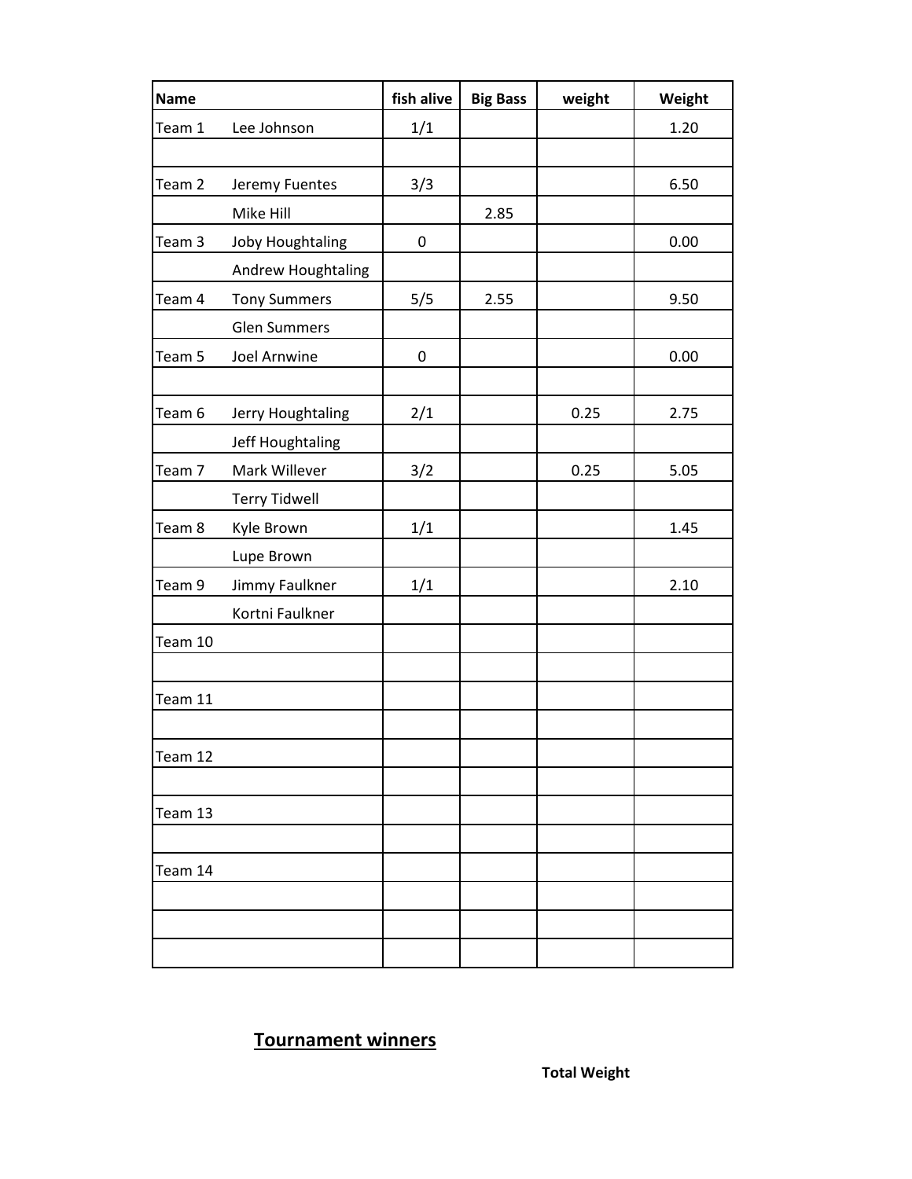| Name | | fish alive | Big Bass | weight | Weight |
|---|---|---|---|---|---|
| Team 1 | Lee Johnson | 1/1 | | | 1.20 |
| | | | | | |
| Team 2 | Jeremy Fuentes | 3/3 | | | 6.50 |
| | Mike Hill | | 2.85 | | |
| Team 3 | Joby Houghtaling | 0 | | | 0.00 |
| | Andrew Houghtaling | | | | |
| Team 4 | Tony Summers | 5/5 | 2.55 | | 9.50 |
| | Glen Summers | | | | |
| Team 5 | Joel Arnwine | 0 | | | 0.00 |
| | | | | | |
| Team 6 | Jerry Houghtaling | 2/1 | | 0.25 | 2.75 |
| | Jeff Houghtaling | | | | |
| Team 7 | Mark Willever | 3/2 | | 0.25 | 5.05 |
| | Terry Tidwell | | | | |
| Team 8 | Kyle Brown | 1/1 | | | 1.45 |
| | Lupe Brown | | | | |
| Team 9 | Jimmy Faulkner | 1/1 | | | 2.10 |
| | Kortni Faulkner | | | | |
| Team 10 | | | | | |
| | | | | | |
| Team 11 | | | | | |
| | | | | | |
| Team 12 | | | | | |
| | | | | | |
| Team 13 | | | | | |
| | | | | | |
| Team 14 | | | | | |
| | | | | | |
| | | | | | |
| | | | | | |

## Tournament winners

**Total Weight**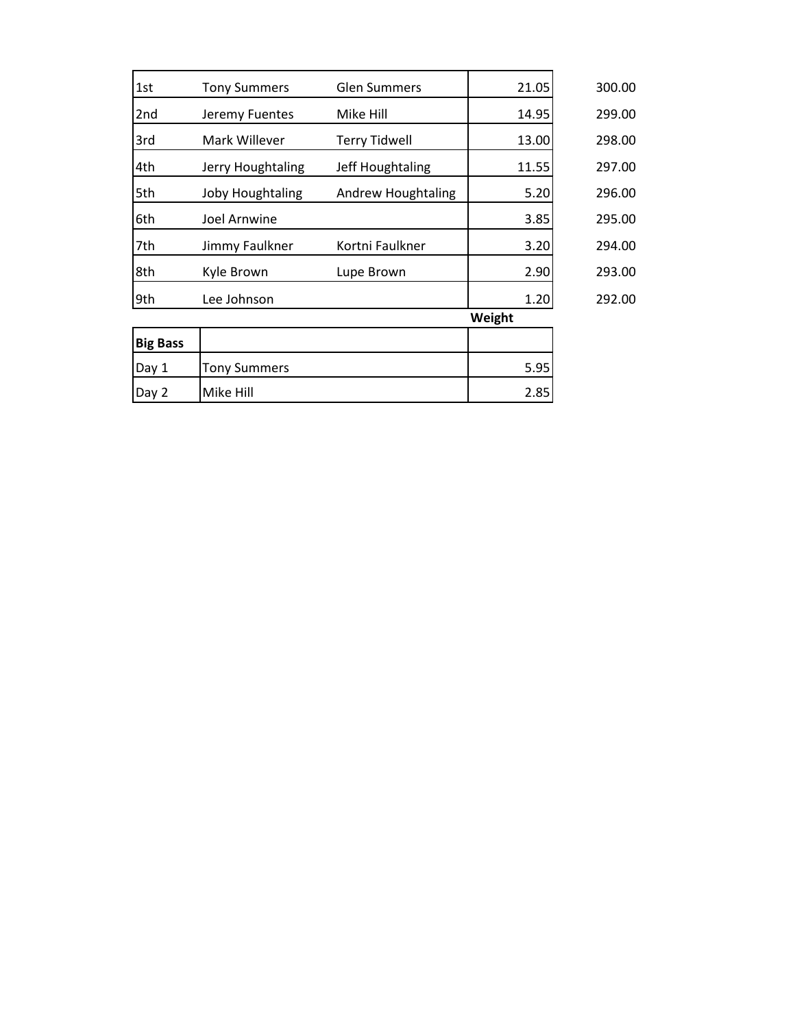| | | | | |
|---|---|---|---|---|
| 1st | Tony Summers | Glen Summers | 21.05 | 300.00 |
| 2nd | Jeremy Fuentes | Mike Hill | 14.95 | 299.00 |
| 3rd | Mark Willever | Terry Tidwell | 13.00 | 298.00 |
| 4th | Jerry Houghtaling | Jeff Houghtaling | 11.55 | 297.00 |
| 5th | Joby Houghtaling | Andrew Houghtaling | 5.20 | 296.00 |
| 6th | Joel Arnwine | | 3.85 | 295.00 |
| 7th | Jimmy Faulkner | Kortni Faulkner | 3.20 | 294.00 |
| 8th | Kyle Brown | Lupe Brown | 2.90 | 293.00 |
| 9th | Lee Johnson | | 1.20 | 292.00 |

| | | Weight |
|---|---|---|
| **Big Bass** | | |
| Day 1 | Tony Summers | 5.95 |
| Day 2 | Mike Hill | 2.85 |